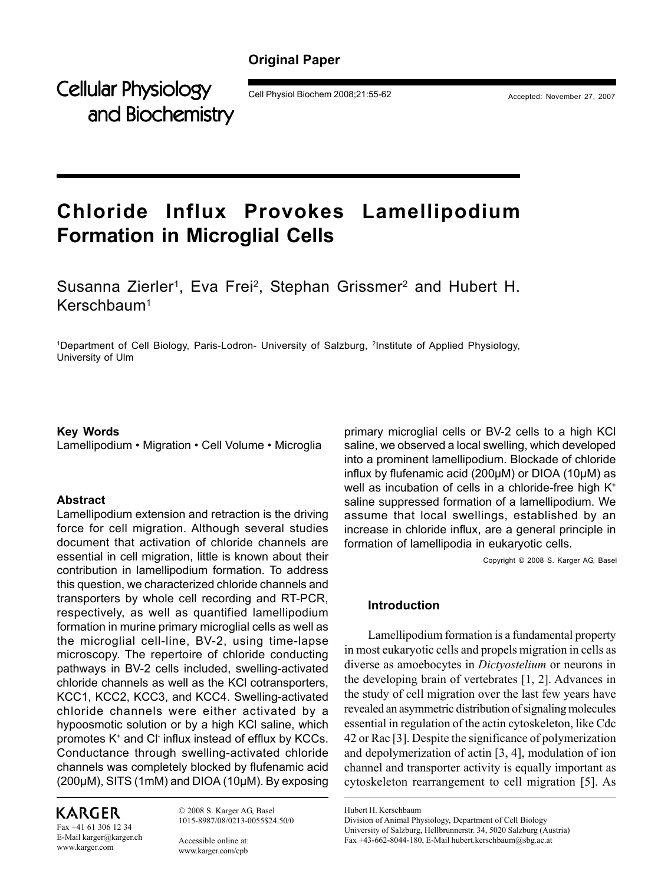**Original Paper**

Cellular Physiology and Biochemistry

Accepted: November 27, 2007

# Chloride Influx Provokes Lamellipodium Formation in Microglial Cells

Susanna Zierler[1], Eva Frei[2], Stephan Grissmer[2] and Hubert H. Kerschbaum[1]

[1]Department of Cell Biology, Paris-Lodron- University of Salzburg, [2]Institute of Applied Physiology, University of Ulm

**Key Words**

Lamellipodium • Migration • Cell Volume • Microglia

**Abstract**

Lamellipodium extension and retraction is the driving force for cell migration. Although several studies document that activation of chloride channels are essential in cell migration, little is known about their contribution in lamellipodium formation. To address this question, we characterized chloride channels and transporters by whole cell recording and RT-PCR, respectively, as well as quantified lamellipodium formation in murine primary microglial cells as well as the microglial cell-line, BV-2, using time-lapse microscopy. The repertoire of chloride conducting pathways in BV-2 cells included, swelling-activated chloride channels as well as the KCl cotransporters, KCC1, KCC2, KCC3, and KCC4. Swelling-activated chloride channels were either activated by a hypoosmotic solution or by a high KCl saline, which promotes $K^+$ and $Cl^-$ influx instead of efflux by KCCs. Conductance through swelling-activated chloride channels was completely blocked by flufenamic acid (200μM), SITS (1mM) and DIOA (10μM). By exposing primary microglial cells or BV-2 cells to a high KCl saline, we observed a local swelling, which developed into a prominent lamellipodium. Blockade of chloride influx by flufenamic acid (200μM) or DIOA (10μM) as well as incubation of cells in a chloride-free high $K^+$ saline suppressed formation of a lamellipodium. We assume that local swellings, established by an increase in chloride influx, are a general principle in formation of lamellipodia in eukaryotic cells.

Copyright © 2008 S. Karger AG, Basel

## Introduction

Lamellipodium formation is a fundamental property in most eukaryotic cells and propels migration in cells as diverse as amoebocytes in *Dictyostelium* or neurons in the developing brain of vertebrates [1, 2]. Advances in the study of cell migration over the last few years have revealed an asymmetric distribution of signaling molecules essential in regulation of the actin cytoskeleton, like Cdc 42 or Rac [3]. Despite the significance of polymerization and depolymerization of actin [3, 4], modulation of ion channel and transporter activity is equally important as cytoskeleton rearrangement to cell migration [5]. As

KARGER

Fax +41 61 306 12 34
E-Mail karger@karger.ch
www.karger.com

© 2008 S. Karger AG, Basel
1015-8987/08/0213-0055$24.50/0

Accessible online at:
www.karger.com/cpb

Hubert H. Kerschbaum
Division of Animal Physiology, Department of Cell Biology
University of Salzburg, Hellbrunnerstr. 34, 5020 Salzburg (Austria)
Fax +43-662-8044-180, E-Mail hubert.kerschbaum@sbg.ac.at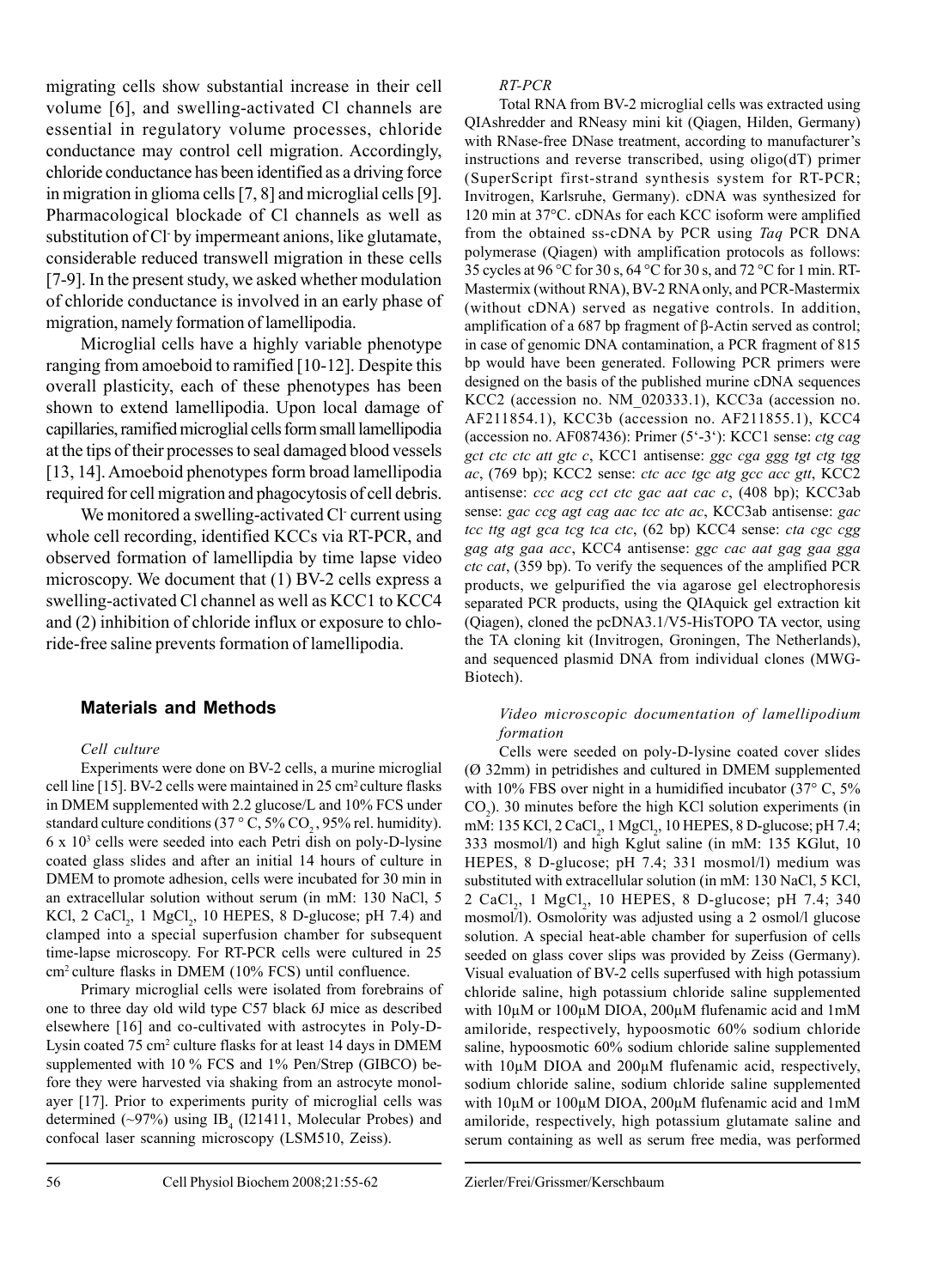migrating cells show substantial increase in their cell volume [6], and swelling-activated Cl channels are essential in regulatory volume processes, chloride conductance may control cell migration. Accordingly, chloride conductance has been identified as a driving force in migration in glioma cells [7, 8] and microglial cells [9]. Pharmacological blockade of Cl channels as well as substitution of $Cl^-$ by impermeant anions, like glutamate, considerable reduced transwell migration in these cells [7-9]. In the present study, we asked whether modulation of chloride conductance is involved in an early phase of migration, namely formation of lamellipodia.

Microglial cells have a highly variable phenotype ranging from amoeboid to ramified [10-12]. Despite this overall plasticity, each of these phenotypes has been shown to extend lamellipodia. Upon local damage of capillaries, ramified microglial cells form small lamellipodia at the tips of their processes to seal damaged blood vessels [13, 14]. Amoeboid phenotypes form broad lamellipodia required for cell migration and phagocytosis of cell debris.

We monitored a swelling-activated $Cl^-$ current using whole cell recording, identified KCCs via RT-PCR, and observed formation of lamellipdia by time lapse video microscopy. We document that (1) BV-2 cells express a swelling-activated Cl channel as well as KCC1 to KCC4 and (2) inhibition of chloride influx or exposure to chloride-free saline prevents formation of lamellipodia.

## Materials and Methods

### *Cell culture*

Experiments were done on BV-2 cells, a murine microglial cell line [15]. BV-2 cells were maintained in 25 $cm^2$ culture flasks in DMEM supplemented with 2.2 glucose/L and 10% FCS under standard culture conditions (37 ° C, 5% $CO_2$, 95% rel. humidity). 6 x $10^3$ cells were seeded into each Petri dish on poly-D-lysine coated glass slides and after an initial 14 hours of culture in DMEM to promote adhesion, cells were incubated for 30 min in an extracellular solution without serum (in mM: 130 NaCl, 5 KCl, 2 $CaCl_2$, 1 $MgCl_2$, 10 HEPES, 8 D-glucose; pH 7.4) and clamped into a special superfusion chamber for subsequent time-lapse microscopy. For RT-PCR cells were cultured in 25 $cm^2$ culture flasks in DMEM (10% FCS) until confluence.

Primary microglial cells were isolated from forebrains of one to three day old wild type C57 black 6J mice as described elsewhere [16] and co-cultivated with astrocytes in Poly-D-Lysin coated 75 $cm^2$ culture flasks for at least 14 days in DMEM supplemented with 10 % FCS and 1% Pen/Strep (GIBCO) before they were harvested via shaking from an astrocyte monolayer [17]. Prior to experiments purity of microglial cells was determined (~97%) using $IB_4$ (I21411, Molecular Probes) and confocal laser scanning microscopy (LSM510, Zeiss).

### *RT-PCR*

Total RNA from BV-2 microglial cells was extracted using QIAshredder and RNeasy mini kit (Qiagen, Hilden, Germany) with RNase-free DNase treatment, according to manufacturer's instructions and reverse transcribed, using oligo(dT) primer (SuperScript first-strand synthesis system for RT-PCR; Invitrogen, Karlsruhe, Germany). cDNA was synthesized for 120 min at 37°C. cDNAs for each KCC isoform were amplified from the obtained ss-cDNA by PCR using *Taq* PCR DNA polymerase (Qiagen) with amplification protocols as follows: 35 cycles at 96 °C for 30 s, 64 °C for 30 s, and 72 °C for 1 min. RT-Mastermix (without RNA), BV-2 RNA only, and PCR-Mastermix (without cDNA) served as negative controls. In addition, amplification of a 687 bp fragment of β-Actin served as control; in case of genomic DNA contamination, a PCR fragment of 815 bp would have been generated. Following PCR primers were designed on the basis of the published murine cDNA sequences KCC2 (accession no. NM_020333.1), KCC3a (accession no. AF211854.1), KCC3b (accession no. AF211855.1), KCC4 (accession no. AF087436): Primer (5'-3'): KCC1 sense: *ctg cag gct ctc ctc att gtc c*, KCC1 antisense: *ggc cga ggg tgt ctg tgg ac*, (769 bp); KCC2 sense: *ctc acc tgc atg gcc acc gtt*, KCC2 antisense: *ccc acg cct ctc gac aat cac c*, (408 bp); KCC3ab sense: *gac ccg agt cag aac tcc atc ac*, KCC3ab antisense: *gac tcc ttg agt gca tcg tca ctc*, (62 bp) KCC4 sense: *cta cgc cgg gag atg gaa acc*, KCC4 antisense: *ggc cac aat gag gaa gga ctc cat*, (359 bp). To verify the sequences of the amplified PCR products, we gelpurified the via agarose gel electrophoresis separated PCR products, using the QIAquick gel extraction kit (Qiagen), cloned the pcDNA3.1/V5-HisTOPO TA vector, using the TA cloning kit (Invitrogen, Groningen, The Netherlands), and sequenced plasmid DNA from individual clones (MWG-Biotech).

### *Video microscopic documentation of lamellipodium formation*

Cells were seeded on poly-D-lysine coated cover slides (Ø 32mm) in petridishes and cultured in DMEM supplemented with 10% FBS over night in a humidified incubator (37° C, 5% $CO_2$). 30 minutes before the high KCl solution experiments (in mM: 135 KCl, 2 $CaCl_2$, 1 $MgCl_2$, 10 HEPES, 8 D-glucose; pH 7.4; 333 mosmol/l) and high Kglut saline (in mM: 135 KGlut, 10 HEPES, 8 D-glucose; pH 7.4; 331 mosmol/l) medium was substituted with extracellular solution (in mM: 130 NaCl, 5 KCl, 2 $CaCl_2$, 1 $MgCl_2$, 10 HEPES, 8 D-glucose; pH 7.4; 340 mosmol/l). Osmolority was adjusted using a 2 osmol/l glucose solution. A special heat-able chamber for superfusion of cells seeded on glass cover slips was provided by Zeiss (Germany). Visual evaluation of BV-2 cells superfused with high potassium chloride saline, high potassium chloride saline supplemented with 10µM or 100µM DIOA, 200µM flufenamic acid and 1mM amiloride, respectively, hypoosmotic 60% sodium chloride saline, hypoosmotic 60% sodium chloride saline supplemented with 10µM DIOA and 200µM flufenamic acid, respectively, sodium chloride saline, sodium chloride saline supplemented with 10µM or 100µM DIOA, 200µM flufenamic acid and 1mM amiloride, respectively, high potassium glutamate saline and serum containing as well as serum free media, was performed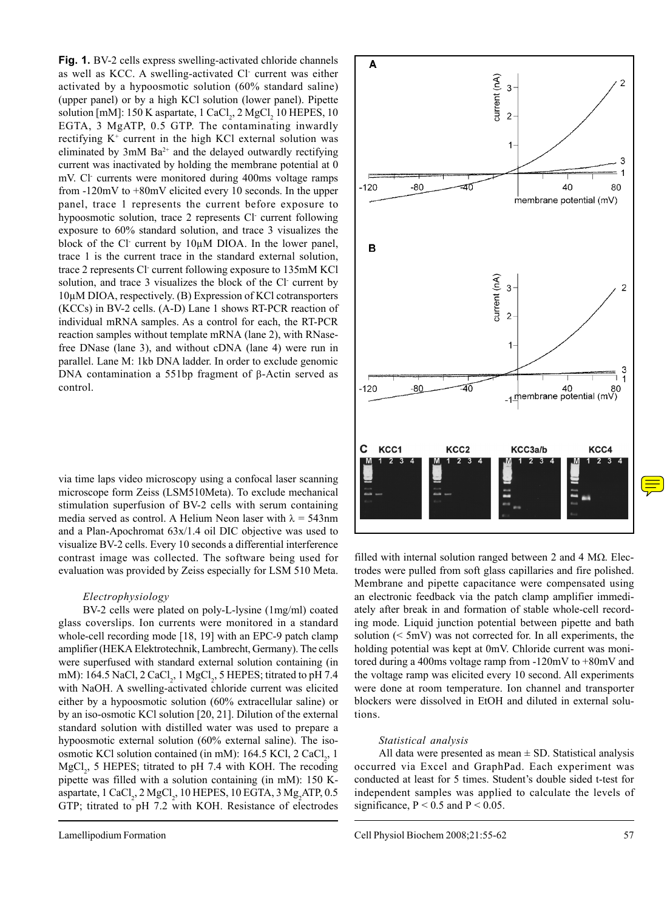**Fig. 1.** BV-2 cells express swelling-activated chloride channels as well as KCC. A swelling-activated $Cl^-$ current was either activated by a hypoosmotic solution (60% standard saline) (upper panel) or by a high KCl solution (lower panel). Pipette solution [mM]: 150 K aspartate, 1 $CaCl_2$, 2 $MgCl_2$ 10 HEPES, 10 EGTA, 3 MgATP, 0.5 GTP. The contaminating inwardly rectifying $K^+$ current in the high KCl external solution was eliminated by 3mM $Ba^{2+}$ and the delayed outwardly rectifying current was inactivated by holding the membrane potential at 0 mV. $Cl^-$ currents were monitored during 400ms voltage ramps from -120mV to +80mV elicited every 10 seconds. In the upper panel, trace 1 represents the current before exposure to hypoosmotic solution, trace 2 represents $Cl^-$ current following exposure to 60% standard solution, and trace 3 visualizes the block of the $Cl^-$ current by 10μM DIOA. In the lower panel, trace 1 is the current trace in the standard external solution, trace 2 represents $Cl^-$ current following exposure to 135mM KCl solution, and trace 3 visualizes the block of the $Cl^-$ current by 10μM DIOA, respectively. (B) Expression of KCl cotransporters (KCCs) in BV-2 cells. (A-D) Lane 1 shows RT-PCR reaction of individual mRNA samples. As a control for each, the RT-PCR reaction samples without template mRNA (lane 2), with RNase-free DNase (lane 3), and without cDNA (lane 4) were run in parallel. Lane M: 1kb DNA ladder. In order to exclude genomic DNA contamination a 551bp fragment of β-Actin served as control.

via time laps video microscopy using a confocal laser scanning microscope form Zeiss (LSM510Meta). To exclude mechanical stimulation superfusion of BV-2 cells with serum containing media served as control. A Helium Neon laser with λ = 543nm and a Plan-Apochromat 63x/1.4 oil DIC objective was used to visualize BV-2 cells. Every 10 seconds a differential interference contrast image was collected. The software being used for evaluation was provided by Zeiss especially for LSM 510 Meta.

### *Electrophysiology*

BV-2 cells were plated on poly-L-lysine (1mg/ml) coated glass coverslips. Ion currents were monitored in a standard whole-cell recording mode [18, 19] with an EPC-9 patch clamp amplifier (HEKA Elektrotechnik, Lambrecht, Germany). The cells were superfused with standard external solution containing (in mM): 164.5 NaCl, 2 $CaCl_2$, 1 $MgCl_2$, 5 HEPES; titrated to pH 7.4 with NaOH. A swelling-activated chloride current was elicited either by a hypoosmotic solution (60% extracellular saline) or by an iso-osmotic KCl solution [20, 21]. Dilution of the external standard solution with distilled water was used to prepare a hypoosmotic external solution (60% external saline). The iso-osmotic KCl solution contained (in mM): 164.5 KCl, 2 $CaCl_2$, 1 $MgCl_2$, 5 HEPES; titrated to pH 7.4 with KOH. The recoding pipette was filled with a solution containing (in mM): 150 K-aspartate, 1 $CaCl_2$, 2 $MgCl_2$, 10 HEPES, 10 EGTA, 3 $Mg_2$ATP, 0.5 GTP; titrated to pH 7.2 with KOH. Resistance of electrodes filled with internal solution ranged between 2 and 4 MΩ. Electrodes were pulled from soft glass capillaries and fire polished. Membrane and pipette capacitance were compensated using an electronic feedback via the patch clamp amplifier immediately after break in and formation of stable whole-cell recording mode. Liquid junction potential between pipette and bath solution (< 5mV) was not corrected for. In all experiments, the holding potential was kept at 0mV. Chloride current was monitored during a 400ms voltage ramp from -120mV to +80mV and the voltage ramp was elicited every 10 second. All experiments were done at room temperature. Ion channel and transporter blockers were dissolved in EtOH and diluted in external solutions.

### *Statistical analysis*

All data were presented as mean ± SD. Statistical analysis occurred via Excel and GraphPad. Each experiment was conducted at least for 5 times. Student's double sided t-test for independent samples was applied to calculate the levels of significance, $P < 0.5$ and $P < 0.05$.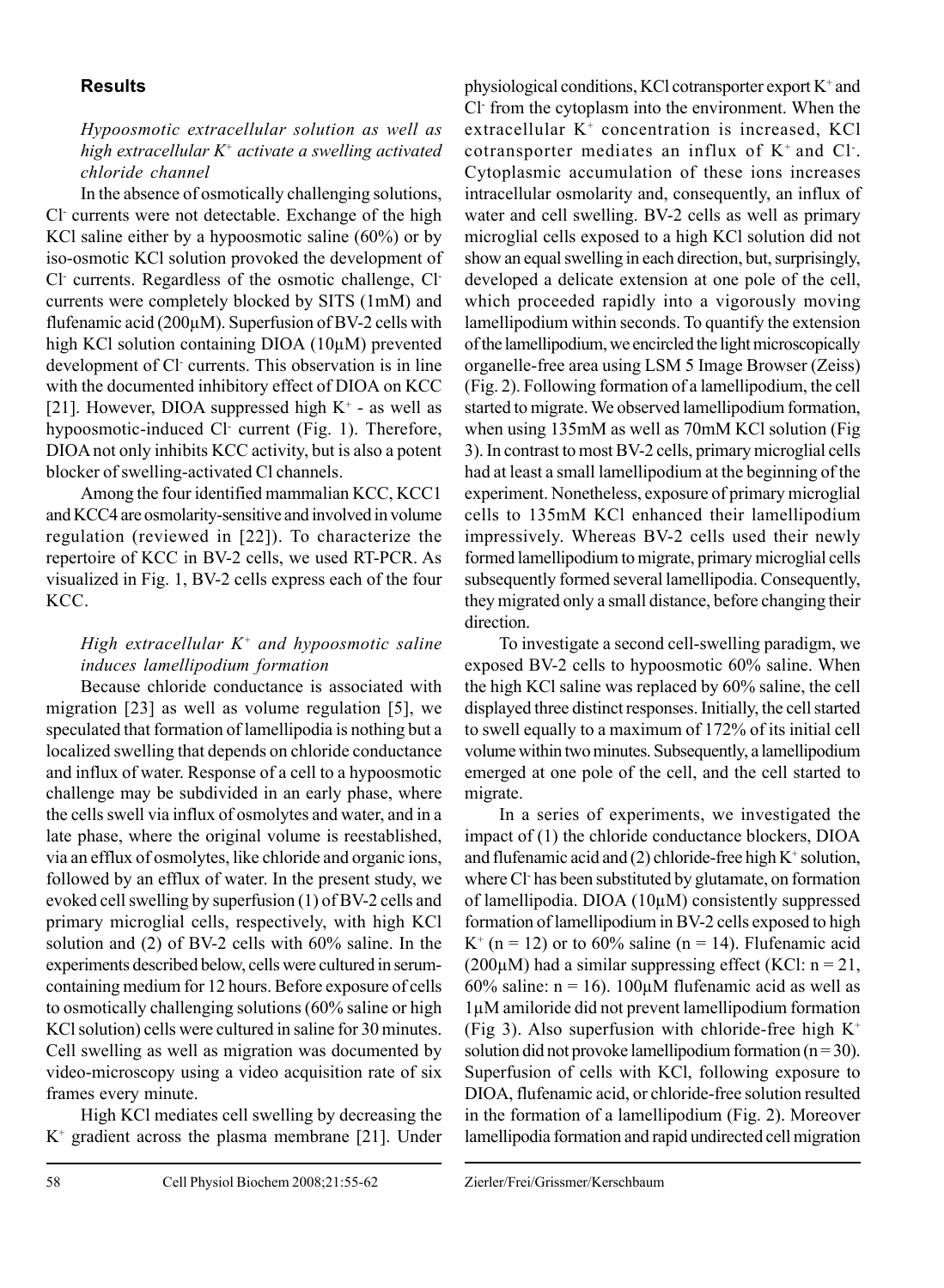## Results

### *Hypoosmotic extracellular solution as well as high extracellular $K^+$ activate a swelling activated chloride channel*

In the absence of osmotically challenging solutions, $Cl^-$ currents were not detectable. Exchange of the high KCl saline either by a hypoosmotic saline (60%) or by iso-osmotic KCl solution provoked the development of $Cl^-$ currents. Regardless of the osmotic challenge, $Cl^-$ currents were completely blocked by SITS (1mM) and flufenamic acid (200µM). Superfusion of BV-2 cells with high KCl solution containing DIOA (10µM) prevented development of $Cl^-$ currents. This observation is in line with the documented inhibitory effect of DIOA on KCC [21]. However, DIOA suppressed high $K^+$ - as well as hypoosmotic-induced $Cl^-$ current (Fig. 1). Therefore, DIOA not only inhibits KCC activity, but is also a potent blocker of swelling-activated Cl channels.

Among the four identified mammalian KCC, KCC1 and KCC4 are osmolarity-sensitive and involved in volume regulation (reviewed in [22]). To characterize the repertoire of KCC in BV-2 cells, we used RT-PCR. As visualized in Fig. 1, BV-2 cells express each of the four KCC.

### *High extracellular $K^+$ and hypoosmotic saline induces lamellipodium formation*

Because chloride conductance is associated with migration [23] as well as volume regulation [5], we speculated that formation of lamellipodia is nothing but a localized swelling that depends on chloride conductance and influx of water. Response of a cell to a hypoosmotic challenge may be subdivided in an early phase, where the cells swell via influx of osmolytes and water, and in a late phase, where the original volume is reestablished, via an efflux of osmolytes, like chloride and organic ions, followed by an efflux of water. In the present study, we evoked cell swelling by superfusion (1) of BV-2 cells and primary microglial cells, respectively, with high KCl solution and (2) of BV-2 cells with 60% saline. In the experiments described below, cells were cultured in serum-containing medium for 12 hours. Before exposure of cells to osmotically challenging solutions (60% saline or high KCl solution) cells were cultured in saline for 30 minutes. Cell swelling as well as migration was documented by video-microscopy using a video acquisition rate of six frames every minute.

High KCl mediates cell swelling by decreasing the $K^+$ gradient across the plasma membrane [21]. Under physiological conditions, KCl cotransporter export $K^+$ and $Cl^-$ from the cytoplasm into the environment. When the extracellular $K^+$ concentration is increased, KCl cotransporter mediates an influx of $K^+$ and $Cl^-$. Cytoplasmic accumulation of these ions increases intracellular osmolarity and, consequently, an influx of water and cell swelling. BV-2 cells as well as primary microglial cells exposed to a high KCl solution did not show an equal swelling in each direction, but, surprisingly, developed a delicate extension at one pole of the cell, which proceeded rapidly into a vigorously moving lamellipodium within seconds. To quantify the extension of the lamellipodium, we encircled the light microscopically organelle-free area using LSM 5 Image Browser (Zeiss) (Fig. 2). Following formation of a lamellipodium, the cell started to migrate. We observed lamellipodium formation, when using 135mM as well as 70mM KCl solution (Fig 3). In contrast to most BV-2 cells, primary microglial cells had at least a small lamellipodium at the beginning of the experiment. Nonetheless, exposure of primary microglial cells to 135mM KCl enhanced their lamellipodium impressively. Whereas BV-2 cells used their newly formed lamellipodium to migrate, primary microglial cells subsequently formed several lamellipodia. Consequently, they migrated only a small distance, before changing their direction.

To investigate a second cell-swelling paradigm, we exposed BV-2 cells to hypoosmotic 60% saline. When the high KCl saline was replaced by 60% saline, the cell displayed three distinct responses. Initially, the cell started to swell equally to a maximum of 172% of its initial cell volume within two minutes. Subsequently, a lamellipodium emerged at one pole of the cell, and the cell started to migrate.

In a series of experiments, we investigated the impact of (1) the chloride conductance blockers, DIOA and flufenamic acid and (2) chloride-free high $K^+$ solution, where $Cl^-$ has been substituted by glutamate, on formation of lamellipodia. DIOA (10µM) consistently suppressed formation of lamellipodium in BV-2 cells exposed to high $K^+$ ($n = 12$) or to 60% saline ($n = 14$). Flufenamic acid (200µM) had a similar suppressing effect (KCl: $n = 21$, 60% saline: $n = 16$). 100µM flufenamic acid as well as 1µM amiloride did not prevent lamellipodium formation (Fig 3). Also superfusion with chloride-free high $K^+$ solution did not provoke lamellipodium formation ($n = 30$). Superfusion of cells with KCl, following exposure to DIOA, flufenamic acid, or chloride-free solution resulted in the formation of a lamellipodium (Fig. 2). Moreover lamellipodia formation and rapid undirected cell migration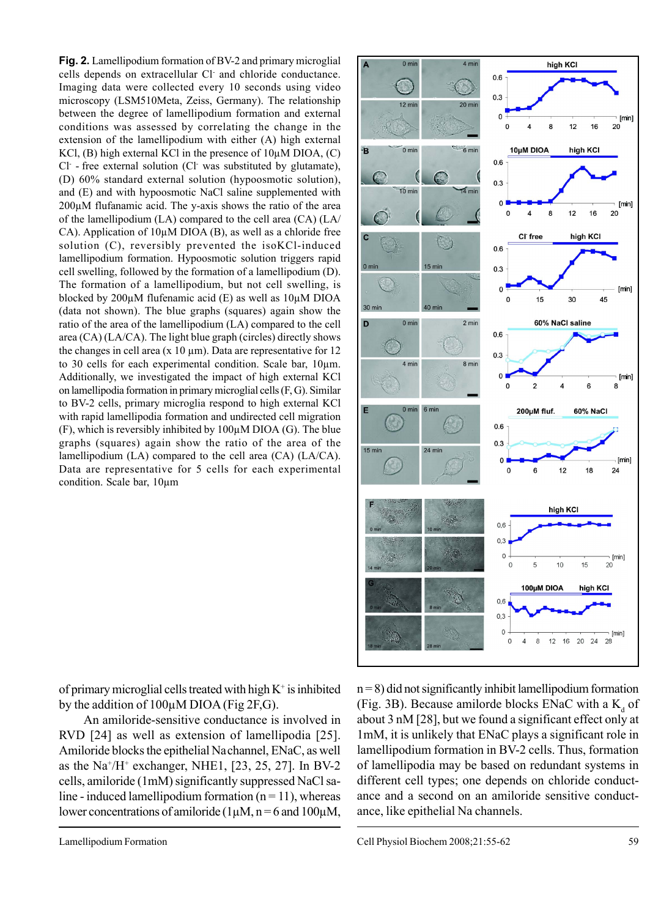**Fig. 2.** Lamellipodium formation of BV-2 and primary microglial cells depends on extracellular $Cl^-$ and chloride conductance. Imaging data were collected every 10 seconds using video microscopy (LSM510Meta, Zeiss, Germany). The relationship between the degree of lamellipodium formation and external conditions was assessed by correlating the change in the extension of the lamellipodium with either (A) high external KCl, (B) high external KCl in the presence of 10µM DIOA, (C) $Cl^-$ - free external solution ($Cl^-$ was substituted by glutamate), (D) 60% standard external solution (hypoosmotic solution), and (E) and with hypoosmotic NaCl saline supplemented with 200µM flufanamic acid. The y-axis shows the ratio of the area of the lamellipodium (LA) compared to the cell area (CA) (LA/CA). Application of 10µM DIOA (B), as well as a chloride free solution (C), reversibly prevented the isoKCl-induced lamellipodium formation. Hypoosmotic solution triggers rapid cell swelling, followed by the formation of a lamellipodium (D). The formation of a lamellipodium, but not cell swelling, is blocked by 200µM flufenamic acid (E) as well as 10µM DIOA (data not shown). The blue graphs (squares) again show the ratio of the area of the lamellipodium (LA) compared to the cell area (CA) (LA/CA). The light blue graph (circles) directly shows the changes in cell area (x 10 µm). Data are representative for 12 to 30 cells for each experimental condition. Scale bar, 10µm. Additionally, we investigated the impact of high external KCl on lamellipodia formation in primary microglial cells (F, G). Similar to BV-2 cells, primary microglia respond to high external KCl with rapid lamellipodia formation and undirected cell migration (F), which is reversibly inhibited by 100µM DIOA (G). The blue graphs (squares) again show the ratio of the area of the lamellipodium (LA) compared to the cell area (CA) (LA/CA). Data are representative for 5 cells for each experimental condition. Scale bar, 10µm

of primary microglial cells treated with high $K^+$ is inhibited by the addition of 100µM DIOA (Fig 2F,G).

An amiloride-sensitive conductance is involved in RVD [24] as well as extension of lamellipodia [25]. Amiloride blocks the epithelial Na channel, ENaC, as well as the $Na^+/H^+$ exchanger, NHE1, [23, 25, 27]. In BV-2 cells, amiloride (1mM) significantly suppressed NaCl saline - induced lamellipodium formation (n = 11), whereas lower concentrations of amiloride (1µM, n = 6 and 100µM, n = 8) did not significantly inhibit lamellipodium formation (Fig. 3B). Because amilorde blocks ENaC with a $K_d$ of about 3 nM [28], but we found a significant effect only at 1mM, it is unlikely that ENaC plays a significant role in lamellipodium formation in BV-2 cells. Thus, formation of lamellipodia may be based on redundant systems in different cell types; one depends on chloride conductance and a second on an amiloride sensitive conductance, like epithelial Na channels.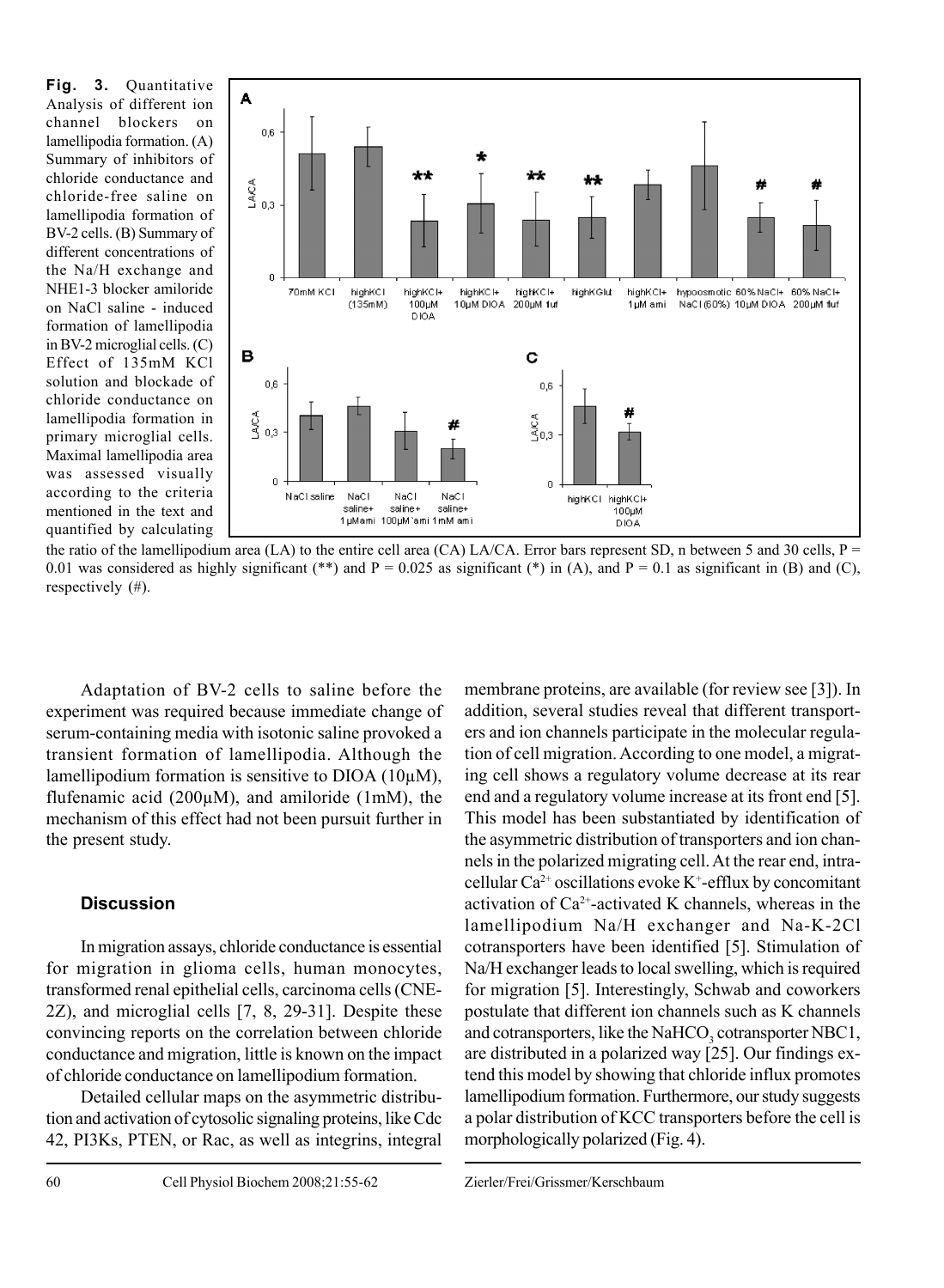**Fig. 3.** Quantitative Analysis of different ion channel blockers on lamellipodia formation. (A) Summary of inhibitors of chloride conductance and chloride-free saline on lamellipodia formation of BV-2 cells. (B) Summary of different concentrations of the Na/H exchange and NHE1-3 blocker amiloride on NaCl saline - induced formation of lamellipodia in BV-2 microglial cells. (C) Effect of 135mM KCl solution and blockade of chloride conductance on lamellipodia formation in primary microglial cells. Maximal lamellipodia area was assessed visually according to the criteria mentioned in the text and quantified by calculating the ratio of the lamellipodium area (LA) to the entire cell area (CA) LA/CA. Error bars represent SD, n between 5 and 30 cells, P = 0.01 was considered as highly significant (**) and P = 0.025 as significant (*) in (A), and P = 0.1 as significant in (B) and (C), respectively (#).

Adaptation of BV-2 cells to saline before the experiment was required because immediate change of serum-containing media with isotonic saline provoked a transient formation of lamellipodia. Although the lamellipodium formation is sensitive to DIOA (10µM), flufenamic acid (200µM), and amiloride (1mM), the mechanism of this effect had not been pursuit further in the present study.

## Discussion

In migration assays, chloride conductance is essential for migration in glioma cells, human monocytes, transformed renal epithelial cells, carcinoma cells (CNE-2Z), and microglial cells [7, 8, 29-31]. Despite these convincing reports on the correlation between chloride conductance and migration, little is known on the impact of chloride conductance on lamellipodium formation.

Detailed cellular maps on the asymmetric distribution and activation of cytosolic signaling proteins, like Cdc 42, PI3Ks, PTEN, or Rac, as well as integrins, integral membrane proteins, are available (for review see [3]). In addition, several studies reveal that different transporters and ion channels participate in the molecular regulation of cell migration. According to one model, a migrating cell shows a regulatory volume decrease at its rear end and a regulatory volume increase at its front end [5]. This model has been substantiated by identification of the asymmetric distribution of transporters and ion channels in the polarized migrating cell. At the rear end, intracellular $Ca^{2+}$ oscillations evoke $K^+$-efflux by concomitant activation of $Ca^{2+}$-activated K channels, whereas in the lamellipodium Na/H exchanger and Na-K-2Cl cotransporters have been identified [5]. Stimulation of Na/H exchanger leads to local swelling, which is required for migration [5]. Interestingly, Schwab and coworkers postulate that different ion channels such as K channels and cotransporters, like the $NaHCO_3$ cotransporter NBC1, are distributed in a polarized way [25]. Our findings extend this model by showing that chloride influx promotes lamellipodium formation. Furthermore, our study suggests a polar distribution of KCC transporters before the cell is morphologically polarized (Fig. 4).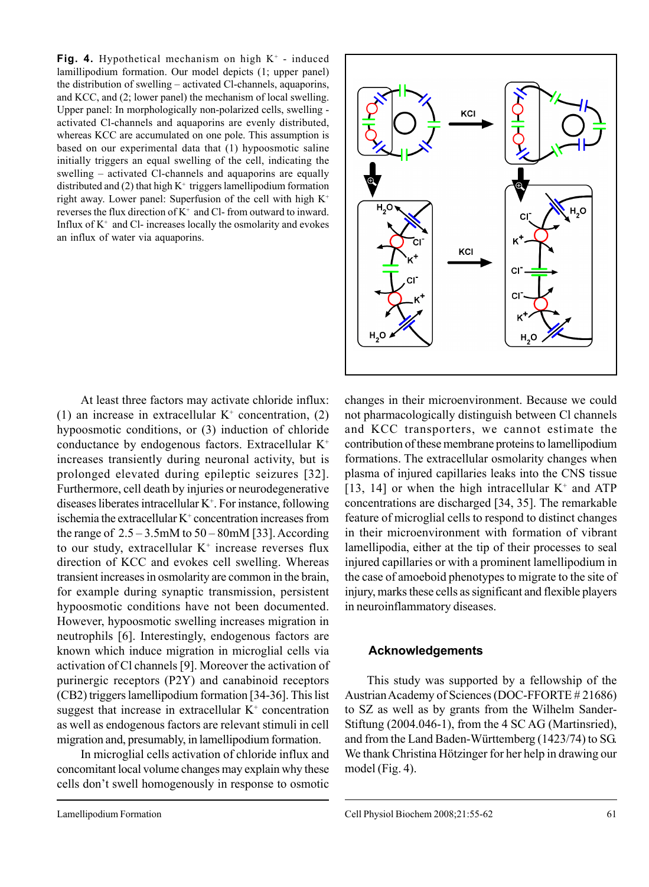**Fig. 4.** Hypothetical mechanism on high $K^+$ - induced lamillipodium formation. Our model depicts (1; upper panel) the distribution of swelling – activated Cl-channels, aquaporins, and KCC, and (2; lower panel) the mechanism of local swelling. Upper panel: In morphologically non-polarized cells, swelling - activated Cl-channels and aquaporins are evenly distributed, whereas KCC are accumulated on one pole. This assumption is based on our experimental data that (1) hypoosmotic saline initially triggers an equal swelling of the cell, indicating the swelling – activated Cl-channels and aquaporins are equally distributed and (2) that high $K^+$ triggers lamellipodium formation right away. Lower panel: Superfusion of the cell with high $K^+$ reverses the flux direction of $K^+$ and Cl- from outward to inward. Influx of $K^+$ and Cl- increases locally the osmolarity and evokes an influx of water via aquaporins.

At least three factors may activate chloride influx: (1) an increase in extracellular $K^+$ concentration, (2) hypoosmotic conditions, or (3) induction of chloride conductance by endogenous factors. Extracellular $K^+$ increases transiently during neuronal activity, but is prolonged elevated during epileptic seizures [32]. Furthermore, cell death by injuries or neurodegenerative diseases liberates intracellular $K^+$. For instance, following ischemia the extracellular $K^+$ concentration increases from the range of 2.5 – 3.5mM to 50 – 80mM [33]. According to our study, extracellular $K^+$ increase reverses flux direction of KCC and evokes cell swelling. Whereas transient increases in osmolarity are common in the brain, for example during synaptic transmission, persistent hypoosmotic conditions have not been documented. However, hypoosmotic swelling increases migration in neutrophils [6]. Interestingly, endogenous factors are known which induce migration in microglial cells via activation of Cl channels [9]. Moreover the activation of purinergic receptors (P2Y) and canabinoid receptors (CB2) triggers lamellipodium formation [34-36]. This list suggest that increase in extracellular $K^+$ concentration as well as endogenous factors are relevant stimuli in cell migration and, presumably, in lamellipodium formation.

In microglial cells activation of chloride influx and concomitant local volume changes may explain why these cells don't swell homogenously in response to osmotic changes in their microenvironment. Because we could not pharmacologically distinguish between Cl channels and KCC transporters, we cannot estimate the contribution of these membrane proteins to lamellipodium formations. The extracellular osmolarity changes when plasma of injured capillaries leaks into the CNS tissue [13, 14] or when the high intracellular $K^+$ and ATP concentrations are discharged [34, 35]. The remarkable feature of microglial cells to respond to distinct changes in their microenvironment with formation of vibrant lamellipodia, either at the tip of their processes to seal injured capillaries or with a prominent lamellipodium in the case of amoeboid phenotypes to migrate to the site of injury, marks these cells as significant and flexible players in neuroinflammatory diseases.

## Acknowledgements

This study was supported by a fellowship of the Austrian Academy of Sciences (DOC-FFORTE # 21686) to SZ as well as by grants from the Wilhelm Sander-Stiftung (2004.046-1), from the 4 SC AG (Martinsried), and from the Land Baden-Württemberg (1423/74) to SG. We thank Christina Hötzinger for her help in drawing our model (Fig. 4).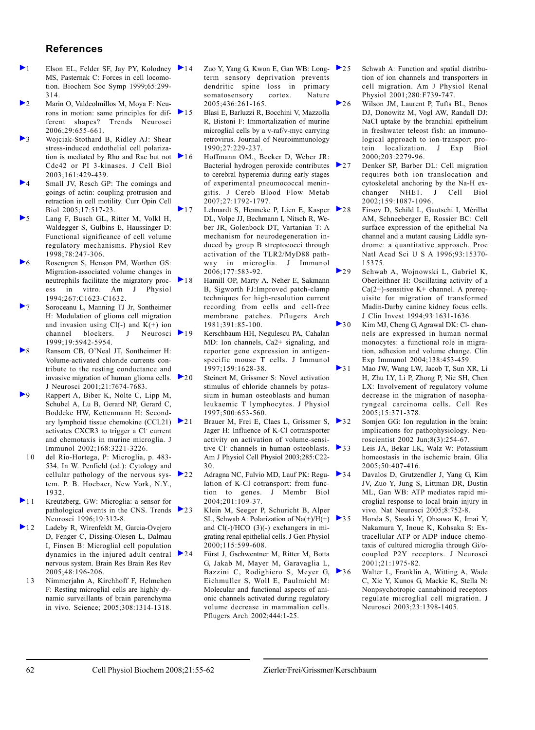## References

1. Elson EL, Felder SF, Jay PY, Kolodney MS, Pasternak C: Forces in cell locomotion. Biochem Soc Symp 1999;65:299-314.
2. Marin O, Valdeolmillos M, Moya F: Neurons in motion: same principles for different shapes? Trends Neurosci 2006;29:655-661.
3. Wojciak-Stothard B, Ridley AJ: Shear stress-induced endothelial cell polarization is mediated by Rho and Rac but not Cdc42 or PI 3-kinases. J Cell Biol 2003;161:429-439.
4. Small JV, Resch GP: The comings and goings of actin: coupling protrusion and retraction in cell motility. Curr Opin Cell Biol 2005;17:517-23.
5. Lang F, Busch GL, Ritter M, Volkl H, Waldegger S, Gulbins E, Haussinger D: Functional significance of cell volume regulatory mechanisms. Physiol Rev 1998;78:247-306.
6. Rosengren S, Henson PM, Worthen GS: Migration-associated volume changes in neutrophils facilitate the migratory process in vitro. Am J Physiol 1994;267:C1623-C1632.
7. Soroceanu L, Manning TJ Jr, Sontheimer H: Modulation of glioma cell migration and invasion using Cl(-) and K(+) ion channel blockers. J Neurosci 1999;19:5942-5954.
8. Ransom CB, O'Neal JT, Sontheimer H: Volume-activated chloride currents contribute to the resting conductance and invasive migration of human glioma cells. J Neurosci 2001;21:7674-7683.
9. Rappert A, Biber K, Nolte C, Lipp M, Schubel A, Lu B, Gerard NP, Gerard C, Boddeke HW, Kettenmann H: Secondary lymphoid tissue chemokine (CCL21) activates CXCR3 to trigger a $Cl^-$ current and chemotaxis in murine microglia. J Immunol 2002;168:3221-3226.
10. del Rio-Hortega, P: Microglia, p. 483-534. In W. Penfield (ed.): Cytology and cellular pathology of the nervous system. P. B. Hoebaer, New York, N.Y., 1932.
11. Kreutzberg, GW: Microglia: a sensor for pathological events in the CNS. Trends Neurosci 1996;19:312-8.
12. Ladeby R, Wirenfeldt M, Garcia-Ovejero D, Fenger C, Dissing-Olesen L, Dalmau I, Finsen B: Microglial cell population dynamics in the injured adult central nervous system. Brain Res Brain Res Rev 2005;48:196-206.
13. Nimmerjahn A, Kirchhoff F, Helmchen F: Resting microglial cells are highly dynamic surveillants of brain parenchyma in vivo. Science; 2005;308:1314-1318.
14. Zuo Y, Yang G, Kwon E, Gan WB: Long-term sensory deprivation prevents dendritic spine loss in primary somatosensory cortex. Nature 2005;436:261-165.
15. Blasi E, Barluzzi R, Bocchini V, Mazzolla R, Bistoni F: Immortalization of murine microglial cells by a v-raf/v-myc carrying retrovirus. Journal of Neuroimmunology 1990;27:229-237.
16. Hoffmann OM., Becker D, Weber JR: Bacterial hydrogen peroxide contributes to cerebral hyperemia during early stages of experimental pneumococcal meningitis. J Cereb Blood Flow Metab 2007;27:1792-1797.
17. Lehnardt S, Henneke P, Lien E, Kasper DL, Volpe JJ, Bechmann I, Nitsch R, Weber JR, Golenbock DT, Vartanian T: A mechanism for neurodegeneration induced by group B streptococci through activation of the TLR2/MyD88 pathway in microglia. J Immunol 2006;177:583-92.
18. Hamill OP, Marty A, Neher E, Sakmann B, Sigworth FJ:Improved patch-clamp techniques for high-resolution current recording from cells and cell-free membrane patches. Pflugers Arch 1981;391:85-100.
19. Kerschbaum HH, Negulescu PA, Cahalan MD: Ion channels, Ca2+ signaling, and reporter gene expression in antigen-specific mouse T cells. J Immunol 1997;159:1628-38.
20. Steinert M, Grissmer S: Novel activation stimulus of chloride channels by potassium in human osteoblasts and human leukaemic T lymphocytes. J Physiol 1997;500:653-560.
21. Brauer M, Frei E, Claes L, Grissmer S, Jager H: Influence of K-Cl cotransporter activity on activation of volume-sensitive $Cl^-$ channels in human osteoblasts. Am J Physiol Cell Physiol 2003;285:C22-30.
22. Adragna NC, Fulvio MD, Lauf PK: Regulation of K-Cl cotransport: from function to genes. J Membr Biol 2004;201:109-37.
23. Klein M, Seeger P, Schuricht B, Alper SL, Schwab A: Polarization of Na(+)/H(+) and Cl(-)/HCO (3)(-) exchangers in migrating renal epithelial cells. J Gen Physiol 2000;115:599-608.
24. Fürst J, Gschwentner M, Ritter M, Botta G, Jakab M, Mayer M, Garavaglia L, Bazzini C, Rodighiero S, Meyer G, Eichmuller S, Woll E, Paulmichl M: Molecular and functional aspects of anionic channels activated during regulatory volume decrease in mammalian cells. Pflugers Arch 2002;444:1-25.
25. Schwab A: Function and spatial distribution of ion channels and transporters in cell migration. Am J Physiol Renal Physiol 2001;280:F739-747.
26. Wilson JM, Laurent P, Tufts BL, Benos DJ, Donowitz M, Vogl AW, Randall DJ: NaCl uptake by the branchial epithelium in freshwater teleost fish: an immunological approach to ion-transport protein localization. J Exp Biol 2000;203:2279-96.
27. Denker SP, Barber DL: Cell migration requires both ion translocation and cytoskeletal anchoring by the Na-H exchanger NHE1. J Cell Biol 2002;159:1087-1096.
28. Firsov D, Schild L, Gautschi I, Mérillat AM, Schneeberger E, Rossier BC: Cell surface expression of the epithelial Na channel and a mutant causing Liddle syndrome: a quantitative approach. Proc Natl Acad Sci U S A 1996;93:15370-15375.
29. Schwab A, Wojnowski L, Gabriel K, Oberleithner H: Oscillating activity of a Ca(2+)-sensitive K+ channel. A prerequisite for migration of transformed Madin-Darby canine kidney focus cells. J Clin Invest 1994;93:1631-1636.
30. Kim MJ, Cheng G, Agrawal DK: Cl- channels are expressed in human normal monocytes: a functional role in migration, adhesion and volume change. Clin Exp Immunol 2004;138:453-459.
31. Mao JW, Wang LW, Jacob T, Sun XR, Li H, Zhu LY, Li P, Zhong P, Nie SH, Chen LX: Involvement of regulatory volume decrease in the migration of nasopharyngeal carcinoma cells. Cell Res 2005;15:371-378.
32. Somjen GG: Ion regulation in the brain: implications for pathophysiology. Neuroscientist 2002 Jun;8(3):254-67.
33. Leis JA, Bekar LK, Walz W: Potassium homeostasis in the ischemic brain. Glia 2005;50:407-416.
34. Davalos D, Grutzendler J, Yang G, Kim JV, Zuo Y, Jung S, Littman DR, Dustin ML, Gan WB: ATP mediates rapid microglial response to local brain injury in vivo. Nat Neurosci 2005;8:752-8.
35. Honda S, Sasaki Y, Ohsawa K, Imai Y, Nakamura Y, Inoue K, Kohsaka S: Extracellular ATP or ADP induce chemotaxis of cultured microglia through Gi/o-coupled P2Y receptors. J Neurosci 2001;21:1975-82.
36. Walter L, Franklin A, Witting A, Wade C, Xie Y, Kunos G, Mackie K, Stella N: Nonpsychotropic cannabinoid receptors regulate microglial cell migration. J Neurosci 2003;23:1398-1405.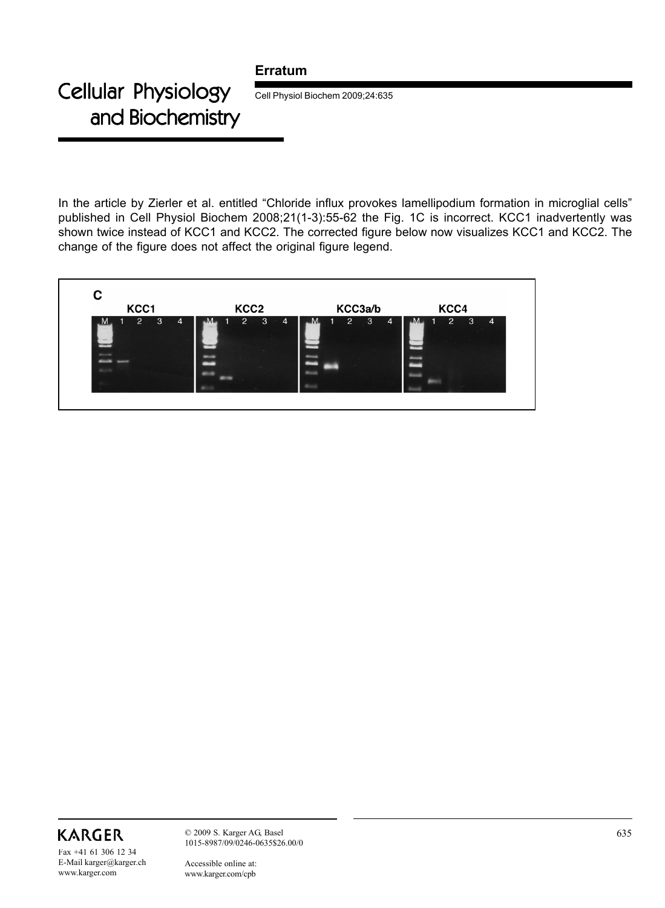## Erratum

In the article by Zierler et al. entitled "Chloride influx provokes lamellipodium formation in microglial cells" published in Cell Physiol Biochem 2008;21(1-3):55-62 the Fig. 1C is incorrect. KCC1 inadvertently was shown twice instead of KCC1 and KCC2. The corrected figure below now visualizes KCC1 and KCC2. The change of the figure does not affect the original figure legend.

C

KCC1

M 1 2 3 4

KCC2

M 1 2 3 4

KCC3a/b

M 1 2 3 4

KCC4

M 1 2 3 4